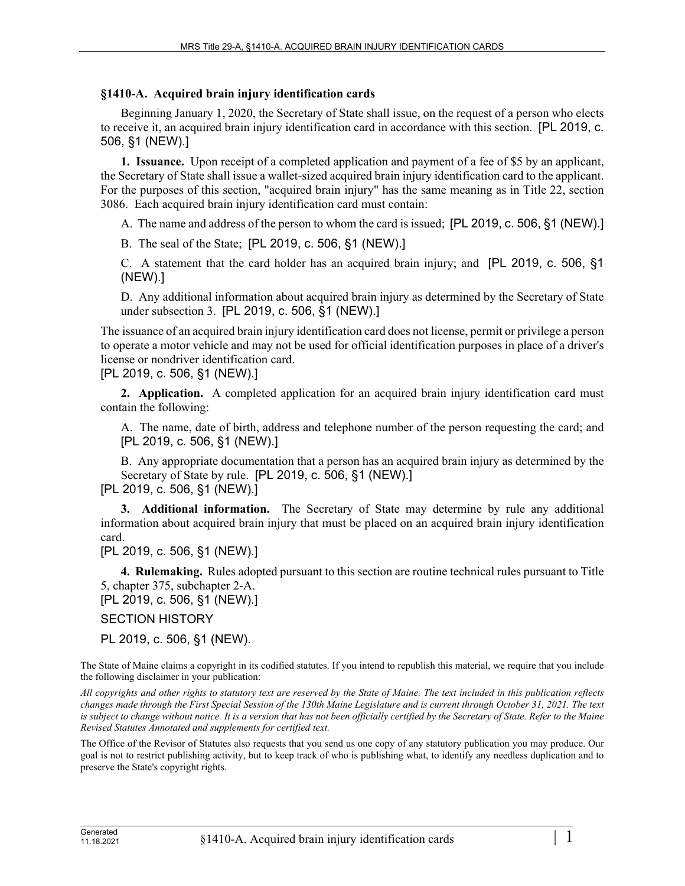## §1410-A. Acquired brain injury identification cards

Beginning January 1, 2020, the Secretary of State shall issue, on the request of a person who elects to receive it, an acquired brain injury identification card in accordance with this section. [PL 2019, c. 506, §1 (NEW).]

**1. Issuance.** Upon receipt of a completed application and payment of a fee of $5 by an applicant, the Secretary of State shall issue a wallet-sized acquired brain injury identification card to the applicant. For the purposes of this section, "acquired brain injury" has the same meaning as in Title 22, section 3086. Each acquired brain injury identification card must contain:

A. The name and address of the person to whom the card is issued; [PL 2019, c. 506, §1 (NEW).]

B. The seal of the State; [PL 2019, c. 506, §1 (NEW).]

C. A statement that the card holder has an acquired brain injury; and [PL 2019, c. 506, §1 (NEW).]

D. Any additional information about acquired brain injury as determined by the Secretary of State under subsection 3. [PL 2019, c. 506, §1 (NEW).]

The issuance of an acquired brain injury identification card does not license, permit or privilege a person to operate a motor vehicle and may not be used for official identification purposes in place of a driver's license or nondriver identification card.

[PL 2019, c. 506, §1 (NEW).]

**2. Application.** A completed application for an acquired brain injury identification card must contain the following:

A. The name, date of birth, address and telephone number of the person requesting the card; and [PL 2019, c. 506, §1 (NEW).]

B. Any appropriate documentation that a person has an acquired brain injury as determined by the Secretary of State by rule. [PL 2019, c. 506, §1 (NEW).]

[PL 2019, c. 506, §1 (NEW).]

**3. Additional information.** The Secretary of State may determine by rule any additional information about acquired brain injury that must be placed on an acquired brain injury identification card.

[PL 2019, c. 506, §1 (NEW).]

**4. Rulemaking.** Rules adopted pursuant to this section are routine technical rules pursuant to Title 5, chapter 375, subchapter 2-A.

[PL 2019, c. 506, §1 (NEW).]

SECTION HISTORY

PL 2019, c. 506, §1 (NEW).

The State of Maine claims a copyright in its codified statutes. If you intend to republish this material, we require that you include the following disclaimer in your publication:

*All copyrights and other rights to statutory text are reserved by the State of Maine. The text included in this publication reflects changes made through the First Special Session of the 130th Maine Legislature and is current through October 31, 2021. The text is subject to change without notice. It is a version that has not been officially certified by the Secretary of State. Refer to the Maine Revised Statutes Annotated and supplements for certified text.*

The Office of the Revisor of Statutes also requests that you send us one copy of any statutory publication you may produce. Our goal is not to restrict publishing activity, but to keep track of who is publishing what, to identify any needless duplication and to preserve the State's copyright rights.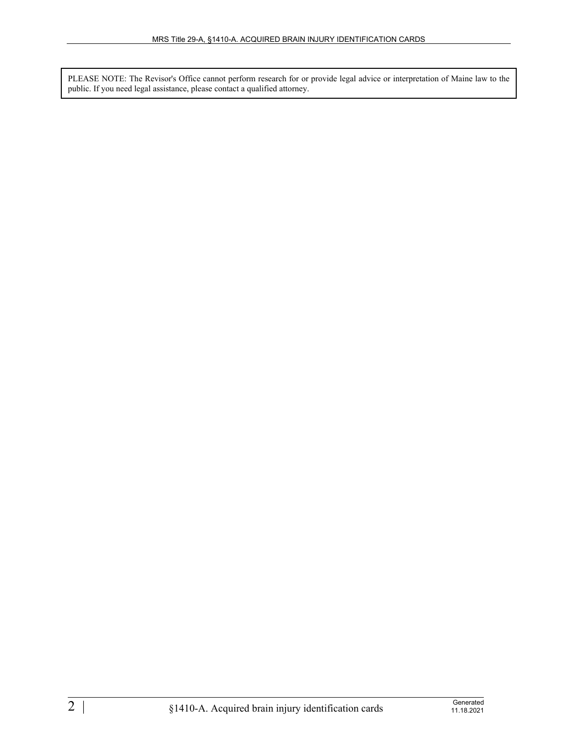PLEASE NOTE: The Revisor's Office cannot perform research for or provide legal advice or interpretation of Maine law to the public. If you need legal assistance, please contact a qualified attorney.